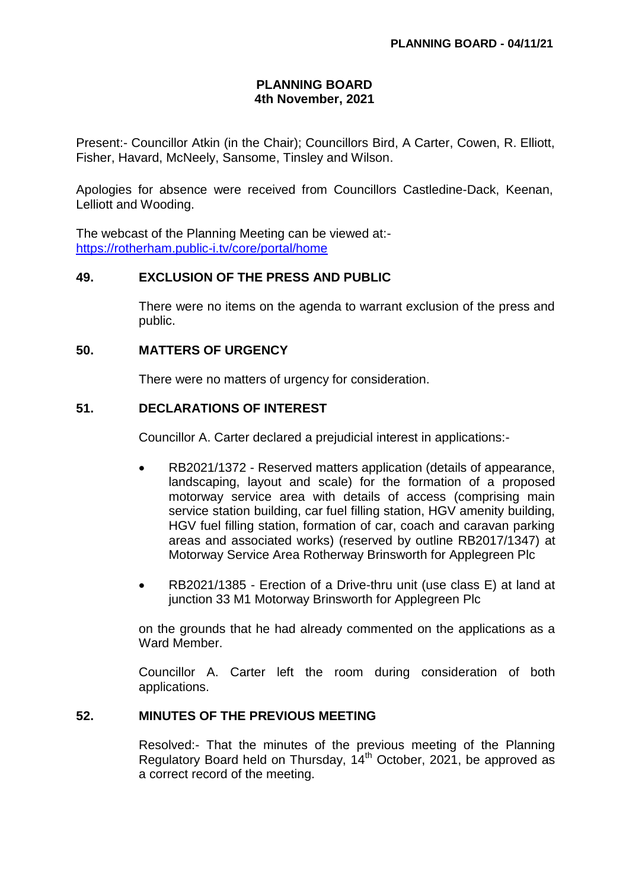# PLANNING BOARD
## 4th November, 2021

Present:- Councillor Atkin (in the Chair); Councillors Bird, A Carter, Cowen, R. Elliott, Fisher, Havard, McNeely, Sansome, Tinsley and Wilson.

Apologies for absence were received from Councillors Castledine-Dack, Keenan, Lelliott and Wooding.

The webcast of the Planning Meeting can be viewed at:- https://rotherham.public-i.tv/core/portal/home

### 49. EXCLUSION OF THE PRESS AND PUBLIC

There were no items on the agenda to warrant exclusion of the press and public.

### 50. MATTERS OF URGENCY

There were no matters of urgency for consideration.

### 51. DECLARATIONS OF INTEREST

Councillor A. Carter declared a prejudicial interest in applications:-

- RB2021/1372 - Reserved matters application (details of appearance, landscaping, layout and scale) for the formation of a proposed motorway service area with details of access (comprising main service station building, car fuel filling station, HGV amenity building, HGV fuel filling station, formation of car, coach and caravan parking areas and associated works) (reserved by outline RB2017/1347) at Motorway Service Area Rotherway Brinsworth for Applegreen Plc
- RB2021/1385 - Erection of a Drive-thru unit (use class E) at land at junction 33 M1 Motorway Brinsworth for Applegreen Plc

on the grounds that he had already commented on the applications as a Ward Member.

Councillor A. Carter left the room during consideration of both applications.

### 52. MINUTES OF THE PREVIOUS MEETING

Resolved:- That the minutes of the previous meeting of the Planning Regulatory Board held on Thursday, 14th October, 2021, be approved as a correct record of the meeting.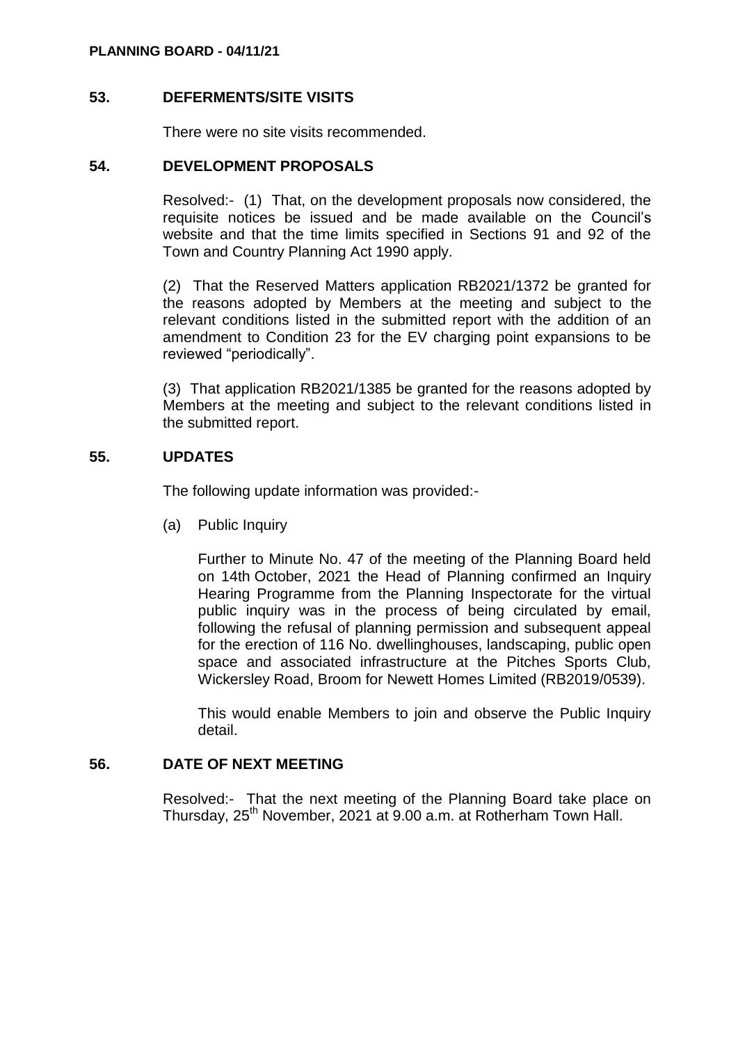## 53. DEFERMENTS/SITE VISITS

There were no site visits recommended.

## 54. DEVELOPMENT PROPOSALS

Resolved:- (1) That, on the development proposals now considered, the requisite notices be issued and be made available on the Council's website and that the time limits specified in Sections 91 and 92 of the Town and Country Planning Act 1990 apply.

(2) That the Reserved Matters application RB2021/1372 be granted for the reasons adopted by Members at the meeting and subject to the relevant conditions listed in the submitted report with the addition of an amendment to Condition 23 for the EV charging point expansions to be reviewed "periodically".

(3) That application RB2021/1385 be granted for the reasons adopted by Members at the meeting and subject to the relevant conditions listed in the submitted report.

## 55. UPDATES

The following update information was provided:-

(a) Public Inquiry

Further to Minute No. 47 of the meeting of the Planning Board held on 14th October, 2021 the Head of Planning confirmed an Inquiry Hearing Programme from the Planning Inspectorate for the virtual public inquiry was in the process of being circulated by email, following the refusal of planning permission and subsequent appeal for the erection of 116 No. dwellinghouses, landscaping, public open space and associated infrastructure at the Pitches Sports Club, Wickersley Road, Broom for Newett Homes Limited (RB2019/0539).

This would enable Members to join and observe the Public Inquiry detail.

## 56. DATE OF NEXT MEETING

Resolved:- That the next meeting of the Planning Board take place on Thursday, 25th November, 2021 at 9.00 a.m. at Rotherham Town Hall.